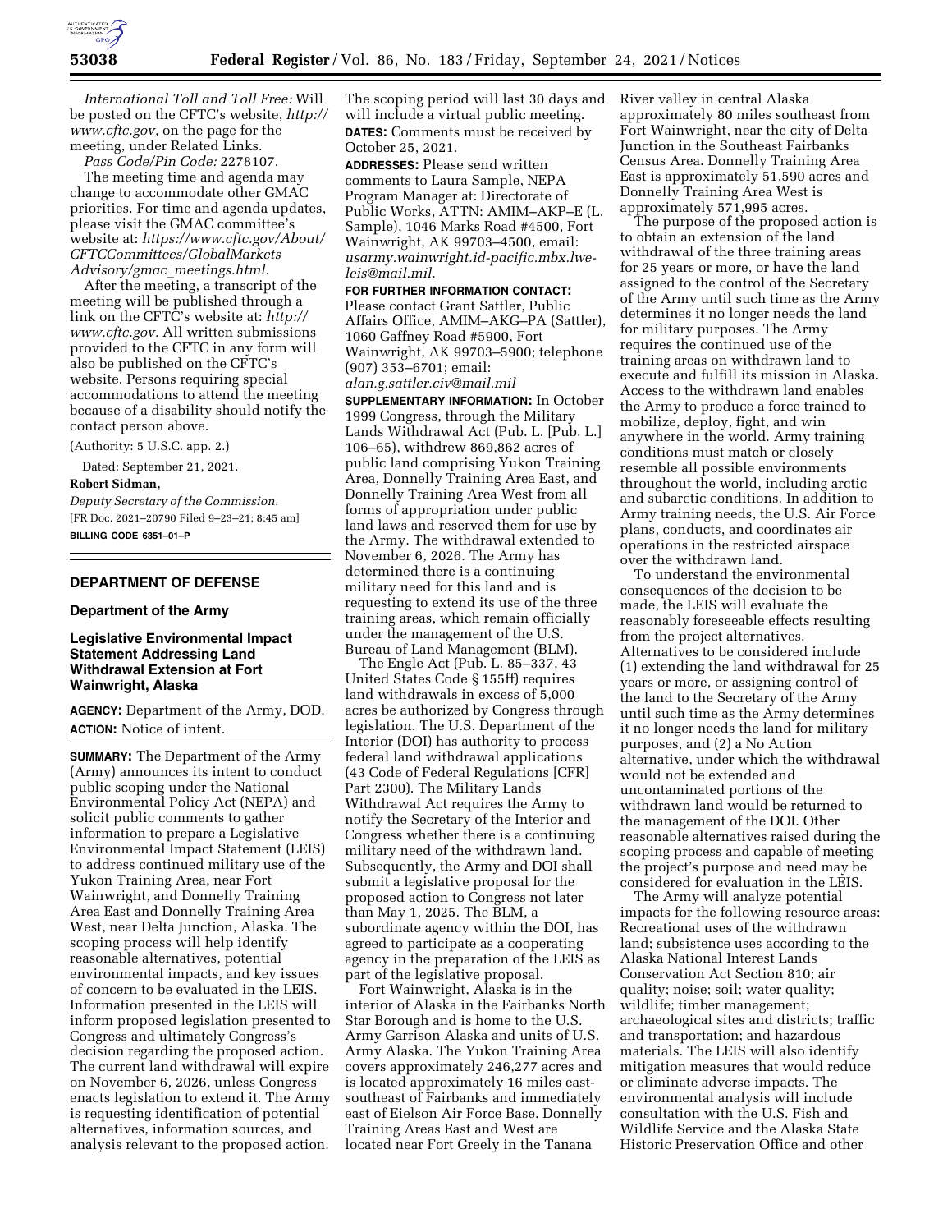*International Toll and Toll Free:* Will be posted on the CFTC's website, *http://www.cftc.gov,* on the page for the meeting, under Related Links.

*Pass Code/Pin Code:* 2278107.

The meeting time and agenda may change to accommodate other GMAC priorities. For time and agenda updates, please visit the GMAC committee's website at: *https://www.cftc.gov/About/CFTCCommittees/GlobalMarketsAdvisory/gmac_meetings.html.*

After the meeting, a transcript of the meeting will be published through a link on the CFTC's website at: *http://www.cftc.gov.* All written submissions provided to the CFTC in any form will also be published on the CFTC's website. Persons requiring special accommodations to attend the meeting because of a disability should notify the contact person above.

(Authority: 5 U.S.C. app. 2.)

Dated: September 21, 2021.

**Robert Sidman,**

*Deputy Secretary of the Commission.*

[FR Doc. 2021–20790 Filed 9–23–21; 8:45 am]

**BILLING CODE 6351–01–P**

## DEPARTMENT OF DEFENSE

### Department of the Army

### Legislative Environmental Impact Statement Addressing Land Withdrawal Extension at Fort Wainwright, Alaska

**AGENCY:** Department of the Army, DOD.

**ACTION:** Notice of intent.

**SUMMARY:** The Department of the Army (Army) announces its intent to conduct public scoping under the National Environmental Policy Act (NEPA) and solicit public comments to gather information to prepare a Legislative Environmental Impact Statement (LEIS) to address continued military use of the Yukon Training Area, near Fort Wainwright, and Donnelly Training Area East and Donnelly Training Area West, near Delta Junction, Alaska. The scoping process will help identify reasonable alternatives, potential environmental impacts, and key issues of concern to be evaluated in the LEIS. Information presented in the LEIS will inform proposed legislation presented to Congress and ultimately Congress's decision regarding the proposed action. The current land withdrawal will expire on November 6, 2026, unless Congress enacts legislation to extend it. The Army is requesting identification of potential alternatives, information sources, and analysis relevant to the proposed action. The scoping period will last 30 days and will include a virtual public meeting.

**DATES:** Comments must be received by October 25, 2021.

**ADDRESSES:** Please send written comments to Laura Sample, NEPA Program Manager at: Directorate of Public Works, ATTN: AMIM–AKP–E (L. Sample), 1046 Marks Road #4500, Fort Wainwright, AK 99703–4500, email: *usarmy.wainwright.id-pacific.mbx.lwe-leis@mail.mil.*

**FOR FURTHER INFORMATION CONTACT:** Please contact Grant Sattler, Public Affairs Office, AMIM–AKG–PA (Sattler), 1060 Gaffney Road #5900, Fort Wainwright, AK 99703–5900; telephone (907) 353–6701; email: *alan.g.sattler.civ@mail.mil*

**SUPPLEMENTARY INFORMATION:** In October 1999 Congress, through the Military Lands Withdrawal Act (Pub. L. [Pub. L.] 106–65), withdrew 869,862 acres of public land comprising Yukon Training Area, Donnelly Training Area East, and Donnelly Training Area West from all forms of appropriation under public land laws and reserved them for use by the Army. The withdrawal extended to November 6, 2026. The Army has determined there is a continuing military need for this land and is requesting to extend its use of the three training areas, which remain officially under the management of the U.S. Bureau of Land Management (BLM).

The Engle Act (Pub. L. 85–337, 43 United States Code § 155ff) requires land withdrawals in excess of 5,000 acres be authorized by Congress through legislation. The U.S. Department of the Interior (DOI) has authority to process federal land withdrawal applications (43 Code of Federal Regulations [CFR] Part 2300). The Military Lands Withdrawal Act requires the Army to notify the Secretary of the Interior and Congress whether there is a continuing military need of the withdrawn land. Subsequently, the Army and DOI shall submit a legislative proposal for the proposed action to Congress not later than May 1, 2025. The BLM, a subordinate agency within the DOI, has agreed to participate as a cooperating agency in the preparation of the LEIS as part of the legislative proposal.

Fort Wainwright, Alaska is in the interior of Alaska in the Fairbanks North Star Borough and is home to the U.S. Army Garrison Alaska and units of U.S. Army Alaska. The Yukon Training Area covers approximately 246,277 acres and is located approximately 16 miles east-southeast of Fairbanks and immediately east of Eielson Air Force Base. Donnelly Training Areas East and West are located near Fort Greely in the Tanana River valley in central Alaska approximately 80 miles southeast from Fort Wainwright, near the city of Delta Junction in the Southeast Fairbanks Census Area. Donnelly Training Area East is approximately 51,590 acres and Donnelly Training Area West is approximately 571,995 acres.

The purpose of the proposed action is to obtain an extension of the land withdrawal of the three training areas for 25 years or more, or have the land assigned to the control of the Secretary of the Army until such time as the Army determines it no longer needs the land for military purposes. The Army requires the continued use of the training areas on withdrawn land to execute and fulfill its mission in Alaska. Access to the withdrawn land enables the Army to produce a force trained to mobilize, deploy, fight, and win anywhere in the world. Army training conditions must match or closely resemble all possible environments throughout the world, including arctic and subarctic conditions. In addition to Army training needs, the U.S. Air Force plans, conducts, and coordinates air operations in the restricted airspace over the withdrawn land.

To understand the environmental consequences of the decision to be made, the LEIS will evaluate the reasonably foreseeable effects resulting from the project alternatives. Alternatives to be considered include (1) extending the land withdrawal for 25 years or more, or assigning control of the land to the Secretary of the Army until such time as the Army determines it no longer needs the land for military purposes, and (2) a No Action alternative, under which the withdrawal would not be extended and uncontaminated portions of the withdrawn land would be returned to the management of the DOI. Other reasonable alternatives raised during the scoping process and capable of meeting the project's purpose and need may be considered for evaluation in the LEIS.

The Army will analyze potential impacts for the following resource areas: Recreational uses of the withdrawn land; subsistence uses according to the Alaska National Interest Lands Conservation Act Section 810; air quality; noise; soil; water quality; wildlife; timber management; archaeological sites and districts; traffic and transportation; and hazardous materials. The LEIS will also identify mitigation measures that would reduce or eliminate adverse impacts. The environmental analysis will include consultation with the U.S. Fish and Wildlife Service and the Alaska State Historic Preservation Office and other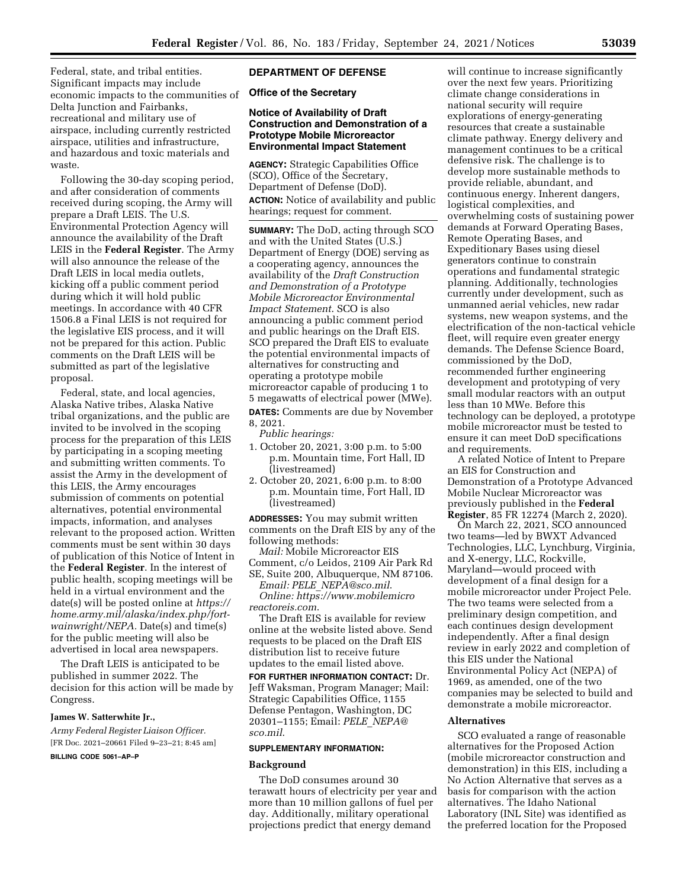Federal, state, and tribal entities. Significant impacts may include economic impacts to the communities of Delta Junction and Fairbanks, recreational and military use of airspace, including currently restricted airspace, utilities and infrastructure, and hazardous and toxic materials and waste.

Following the 30-day scoping period, and after consideration of comments received during scoping, the Army will prepare a Draft LEIS. The U.S. Environmental Protection Agency will announce the availability of the Draft LEIS in the **Federal Register**. The Army will also announce the release of the Draft LEIS in local media outlets, kicking off a public comment period during which it will hold public meetings. In accordance with 40 CFR 1506.8 a Final LEIS is not required for the legislative EIS process, and it will not be prepared for this action. Public comments on the Draft LEIS will be submitted as part of the legislative proposal.

Federal, state, and local agencies, Alaska Native tribes, Alaska Native tribal organizations, and the public are invited to be involved in the scoping process for the preparation of this LEIS by participating in a scoping meeting and submitting written comments. To assist the Army in the development of this LEIS, the Army encourages submission of comments on potential alternatives, potential environmental impacts, information, and analyses relevant to the proposed action. Written comments must be sent within 30 days of publication of this Notice of Intent in the **Federal Register**. In the interest of public health, scoping meetings will be held in a virtual environment and the date(s) will be posted online at *https://home.army.mil/alaska/index.php/fort-wainwright/NEPA*. Date(s) and time(s) for the public meeting will also be advertised in local area newspapers.

The Draft LEIS is anticipated to be published in summer 2022. The decision for this action will be made by Congress.

**James W. Satterwhite Jr.,**

*Army Federal Register Liaison Officer.*

[FR Doc. 2021–20661 Filed 9–23–21; 8:45 am]

**BILLING CODE 5061–AP–P**

## DEPARTMENT OF DEFENSE

### Office of the Secretary

### Notice of Availability of Draft Construction and Demonstration of a Prototype Mobile Microreactor Environmental Impact Statement

**AGENCY:** Strategic Capabilities Office (SCO), Office of the Secretary, Department of Defense (DoD).

**ACTION:** Notice of availability and public hearings; request for comment.

**SUMMARY:** The DoD, acting through SCO and with the United States (U.S.) Department of Energy (DOE) serving as a cooperating agency, announces the availability of the *Draft Construction and Demonstration of a Prototype Mobile Microreactor Environmental Impact Statement*. SCO is also announcing a public comment period and public hearings on the Draft EIS. SCO prepared the Draft EIS to evaluate the potential environmental impacts of alternatives for constructing and operating a prototype mobile microreactor capable of producing 1 to 5 megawatts of electrical power (MWe).

**DATES:** Comments are due by November 8, 2021.

*Public hearings:*

1. October 20, 2021, 3:00 p.m. to 5:00 p.m. Mountain time, Fort Hall, ID (livestreamed)
2. October 20, 2021, 6:00 p.m. to 8:00 p.m. Mountain time, Fort Hall, ID (livestreamed)

**ADDRESSES:** You may submit written comments on the Draft EIS by any of the following methods:

*Mail:* Mobile Microreactor EIS Comment, c/o Leidos, 2109 Air Park Rd SE, Suite 200, Albuquerque, NM 87106.

*Email: PELE_NEPA@sco.mil*.

*Online: https://www.mobilemicroreactoreis.com*.

The Draft EIS is available for review online at the website listed above. Send requests to be placed on the Draft EIS distribution list to receive future updates to the email listed above.

**FOR FURTHER INFORMATION CONTACT:** Dr. Jeff Waksman, Program Manager; Mail: Strategic Capabilities Office, 1155 Defense Pentagon, Washington, DC 20301–1155; Email: *PELE_NEPA@sco.mil*.

**SUPPLEMENTARY INFORMATION:**

#### Background

The DoD consumes around 30 terawatt hours of electricity per year and more than 10 million gallons of fuel per day. Additionally, military operational projections predict that energy demand will continue to increase significantly over the next few years. Prioritizing climate change considerations in national security will require explorations of energy-generating resources that create a sustainable climate pathway. Energy delivery and management continues to be a critical defensive risk. The challenge is to develop more sustainable methods to provide reliable, abundant, and continuous energy. Inherent dangers, logistical complexities, and overwhelming costs of sustaining power demands at Forward Operating Bases, Remote Operating Bases, and Expeditionary Bases using diesel generators continue to constrain operations and fundamental strategic planning. Additionally, technologies currently under development, such as unmanned aerial vehicles, new radar systems, new weapon systems, and the electrification of the non-tactical vehicle fleet, will require even greater energy demands. The Defense Science Board, commissioned by the DoD, recommended further engineering development and prototyping of very small modular reactors with an output less than 10 MWe. Before this technology can be deployed, a prototype mobile microreactor must be tested to ensure it can meet DoD specifications and requirements.

A related Notice of Intent to Prepare an EIS for Construction and Demonstration of a Prototype Advanced Mobile Nuclear Microreactor was previously published in the **Federal Register**, 85 FR 12274 (March 2, 2020).

On March 22, 2021, SCO announced two teams—led by BWXT Advanced Technologies, LLC, Lynchburg, Virginia, and X-energy, LLC, Rockville, Maryland—would proceed with development of a final design for a mobile microreactor under Project Pele. The two teams were selected from a preliminary design competition, and each continues design development independently. After a final design review in early 2022 and completion of this EIS under the National Environmental Policy Act (NEPA) of 1969, as amended, one of the two companies may be selected to build and demonstrate a mobile microreactor.

#### Alternatives

SCO evaluated a range of reasonable alternatives for the Proposed Action (mobile microreactor construction and demonstration) in this EIS, including a No Action Alternative that serves as a basis for comparison with the action alternatives. The Idaho National Laboratory (INL Site) was identified as the preferred location for the Proposed